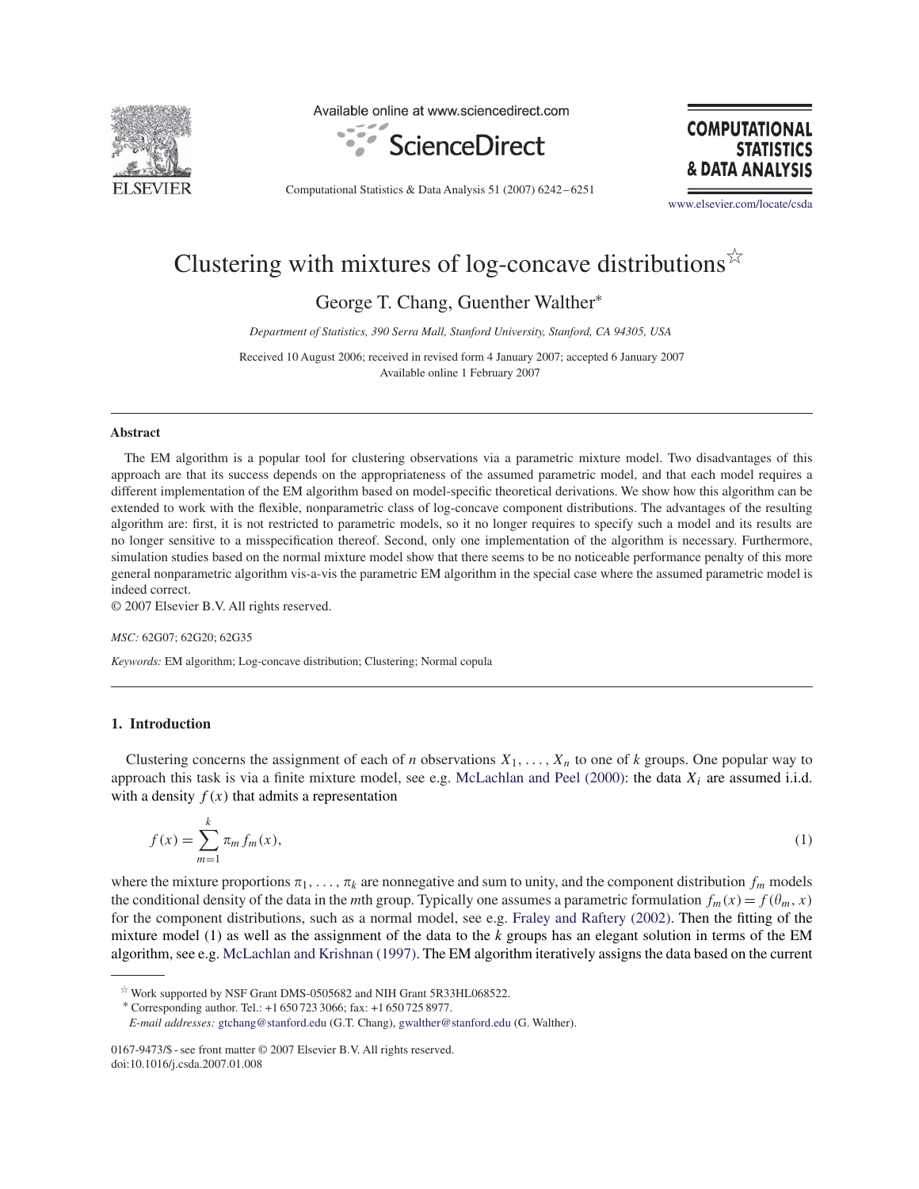# Clustering with mixtures of log-concave distributions☆

George T. Chang, Guenther Walther*

*Department of Statistics, 390 Serra Mall, Stanford University, Stanford, CA 94305, USA*

Received 10 August 2006; received in revised form 4 January 2007; accepted 6 January 2007
Available online 1 February 2007

---

### Abstract

The EM algorithm is a popular tool for clustering observations via a parametric mixture model. Two disadvantages of this approach are that its success depends on the appropriateness of the assumed parametric model, and that each model requires a different implementation of the EM algorithm based on model-specific theoretical derivations. We show how this algorithm can be extended to work with the flexible, nonparametric class of log-concave component distributions. The advantages of the resulting algorithm are: first, it is not restricted to parametric models, so it no longer requires to specify such a model and its results are no longer sensitive to a misspecification thereof. Second, only one implementation of the algorithm is necessary. Furthermore, simulation studies based on the normal mixture model show that there seems to be no noticeable performance penalty of this more general nonparametric algorithm vis-a-vis the parametric EM algorithm in the special case where the assumed parametric model is indeed correct.

© 2007 Elsevier B.V. All rights reserved.

*MSC:* 62G07; 62G20; 62G35

*Keywords:* EM algorithm; Log-concave distribution; Clustering; Normal copula

---

## 1. Introduction

Clustering concerns the assignment of each of $n$ observations $X_1, \ldots, X_n$ to one of $k$ groups. One popular way to approach this task is via a finite mixture model, see e.g. McLachlan and Peel (2000): the data $X_i$ are assumed i.i.d. with a density $f(x)$ that admits a representation

$$f(x) = \sum_{m=1}^{k} \pi_m f_m(x), \tag{1}$$

where the mixture proportions $\pi_1, \ldots, \pi_k$ are nonnegative and sum to unity, and the component distribution $f_m$ models the conditional density of the data in the $m$th group. Typically one assumes a parametric formulation $f_m(x) = f(\theta_m, x)$ for the component distributions, such as a normal model, see e.g. Fraley and Raftery (2002). Then the fitting of the mixture model (1) as well as the assignment of the data to the $k$ groups has an elegant solution in terms of the EM algorithm, see e.g. McLachlan and Krishnan (1997). The EM algorithm iteratively assigns the data based on the current

---

☆ Work supported by NSF Grant DMS-0505682 and NIH Grant 5R33HL068522.

* Corresponding author. Tel.: +1 650 723 3066; fax: +1 650 725 8977.

*E-mail addresses:* gtchang@stanford.edu (G.T. Chang), gwalther@stanford.edu (G. Walther).

0167-9473/$ - see front matter © 2007 Elsevier B.V. All rights reserved.
doi:10.1016/j.csda.2007.01.008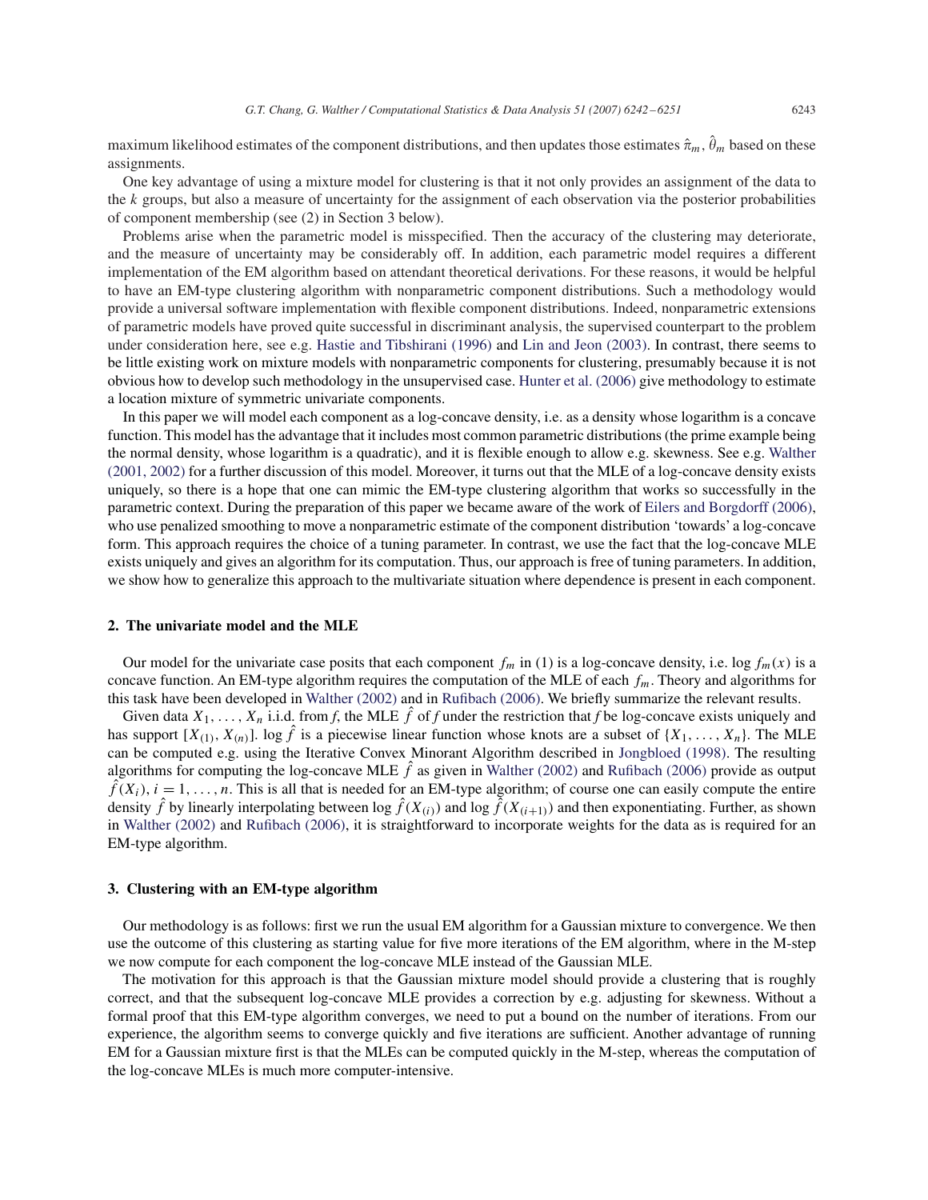maximum likelihood estimates of the component distributions, and then updates those estimates $\hat{\pi}_m, \hat{\theta}_m$ based on these assignments.

One key advantage of using a mixture model for clustering is that it not only provides an assignment of the data to the $k$ groups, but also a measure of uncertainty for the assignment of each observation via the posterior probabilities of component membership (see (2) in Section 3 below).

Problems arise when the parametric model is misspecified. Then the accuracy of the clustering may deteriorate, and the measure of uncertainty may be considerably off. In addition, each parametric model requires a different implementation of the EM algorithm based on attendant theoretical derivations. For these reasons, it would be helpful to have an EM-type clustering algorithm with nonparametric component distributions. Such a methodology would provide a universal software implementation with flexible component distributions. Indeed, nonparametric extensions of parametric models have proved quite successful in discriminant analysis, the supervised counterpart to the problem under consideration here, see e.g. Hastie and Tibshirani (1996) and Lin and Jeon (2003). In contrast, there seems to be little existing work on mixture models with nonparametric components for clustering, presumably because it is not obvious how to develop such methodology in the unsupervised case. Hunter et al. (2006) give methodology to estimate a location mixture of symmetric univariate components.

In this paper we will model each component as a log-concave density, i.e. as a density whose logarithm is a concave function. This model has the advantage that it includes most common parametric distributions (the prime example being the normal density, whose logarithm is a quadratic), and it is flexible enough to allow e.g. skewness. See e.g. Walther (2001, 2002) for a further discussion of this model. Moreover, it turns out that the MLE of a log-concave density exists uniquely, so there is a hope that one can mimic the EM-type clustering algorithm that works so successfully in the parametric context. During the preparation of this paper we became aware of the work of Eilers and Borgdorff (2006), who use penalized smoothing to move a nonparametric estimate of the component distribution 'towards' a log-concave form. This approach requires the choice of a tuning parameter. In contrast, we use the fact that the log-concave MLE exists uniquely and gives an algorithm for its computation. Thus, our approach is free of tuning parameters. In addition, we show how to generalize this approach to the multivariate situation where dependence is present in each component.

## 2. The univariate model and the MLE

Our model for the univariate case posits that each component $f_m$ in (1) is a log-concave density, i.e. $\log f_m(x)$ is a concave function. An EM-type algorithm requires the computation of the MLE of each $f_m$. Theory and algorithms for this task have been developed in Walther (2002) and in Rufibach (2006). We briefly summarize the relevant results.

Given data $X_1, \ldots, X_n$ i.i.d. from $f$, the MLE $\hat{f}$ of $f$ under the restriction that $f$ be log-concave exists uniquely and has support $[X_{(1)}, X_{(n)}]$. $\log \hat{f}$ is a piecewise linear function whose knots are a subset of $\{X_1, \ldots, X_n\}$. The MLE can be computed e.g. using the Iterative Convex Minorant Algorithm described in Jongbloed (1998). The resulting algorithms for computing the log-concave MLE $\hat{f}$ as given in Walther (2002) and Rufibach (2006) provide as output $\hat{f}(X_i), i = 1, \ldots, n$. This is all that is needed for an EM-type algorithm; of course one can easily compute the entire density $\hat{f}$ by linearly interpolating between $\log \hat{f}(X_{(i)})$ and $\log \hat{f}(X_{(i+1)})$ and then exponentiating. Further, as shown in Walther (2002) and Rufibach (2006), it is straightforward to incorporate weights for the data as is required for an EM-type algorithm.

## 3. Clustering with an EM-type algorithm

Our methodology is as follows: first we run the usual EM algorithm for a Gaussian mixture to convergence. We then use the outcome of this clustering as starting value for five more iterations of the EM algorithm, where in the M-step we now compute for each component the log-concave MLE instead of the Gaussian MLE.

The motivation for this approach is that the Gaussian mixture model should provide a clustering that is roughly correct, and that the subsequent log-concave MLE provides a correction by e.g. adjusting for skewness. Without a formal proof that this EM-type algorithm converges, we need to put a bound on the number of iterations. From our experience, the algorithm seems to converge quickly and five iterations are sufficient. Another advantage of running EM for a Gaussian mixture first is that the MLEs can be computed quickly in the M-step, whereas the computation of the log-concave MLEs is much more computer-intensive.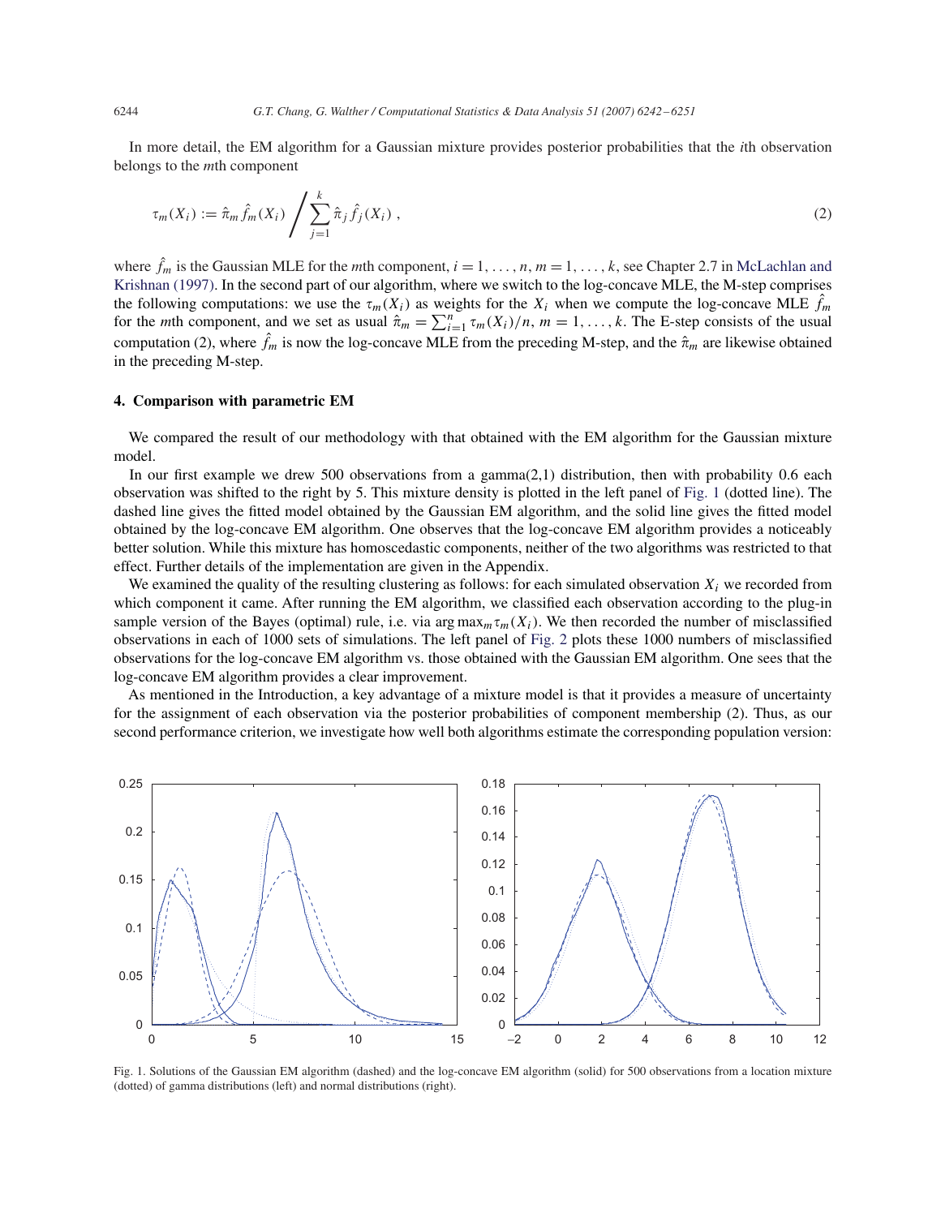In more detail, the EM algorithm for a Gaussian mixture provides posterior probabilities that the $i$th observation belongs to the $m$th component

$$\tau_m(X_i) := \hat{\pi}_m \hat{f}_m(X_i) \Bigg/ \sum_{j=1}^{k} \hat{\pi}_j \hat{f}_j(X_i) \,, \tag{2}$$

where $\hat{f}_m$ is the Gaussian MLE for the $m$th component, $i = 1, \ldots, n$, $m = 1, \ldots, k$, see Chapter 2.7 in McLachlan and Krishnan (1997). In the second part of our algorithm, where we switch to the log-concave MLE, the M-step comprises the following computations: we use the $\tau_m(X_i)$ as weights for the $X_i$ when we compute the log-concave MLE $\hat{f}_m$ for the $m$th component, and we set as usual $\hat{\pi}_m = \sum_{i=1}^{n} \tau_m(X_i)/n$, $m = 1, \ldots, k$. The E-step consists of the usual computation (2), where $\hat{f}_m$ is now the log-concave MLE from the preceding M-step, and the $\hat{\pi}_m$ are likewise obtained in the preceding M-step.

## 4. Comparison with parametric EM

We compared the result of our methodology with that obtained with the EM algorithm for the Gaussian mixture model.

In our first example we drew 500 observations from a gamma(2,1) distribution, then with probability 0.6 each observation was shifted to the right by 5. This mixture density is plotted in the left panel of Fig. 1 (dotted line). The dashed line gives the fitted model obtained by the Gaussian EM algorithm, and the solid line gives the fitted model obtained by the log-concave EM algorithm. One observes that the log-concave EM algorithm provides a noticeably better solution. While this mixture has homoscedastic components, neither of the two algorithms was restricted to that effect. Further details of the implementation are given in the Appendix.

We examined the quality of the resulting clustering as follows: for each simulated observation $X_i$ we recorded from which component it came. After running the EM algorithm, we classified each observation according to the plug-in sample version of the Bayes (optimal) rule, i.e. via $\arg\max_m \tau_m(X_i)$. We then recorded the number of misclassified observations in each of 1000 sets of simulations. The left panel of Fig. 2 plots these 1000 numbers of misclassified observations for the log-concave EM algorithm vs. those obtained with the Gaussian EM algorithm. One sees that the log-concave EM algorithm provides a clear improvement.

As mentioned in the Introduction, a key advantage of a mixture model is that it provides a measure of uncertainty for the assignment of each observation via the posterior probabilities of component membership (2). Thus, as our second performance criterion, we investigate how well both algorithms estimate the corresponding population version:

Fig. 1. Solutions of the Gaussian EM algorithm (dashed) and the log-concave EM algorithm (solid) for 500 observations from a location mixture (dotted) of gamma distributions (left) and normal distributions (right).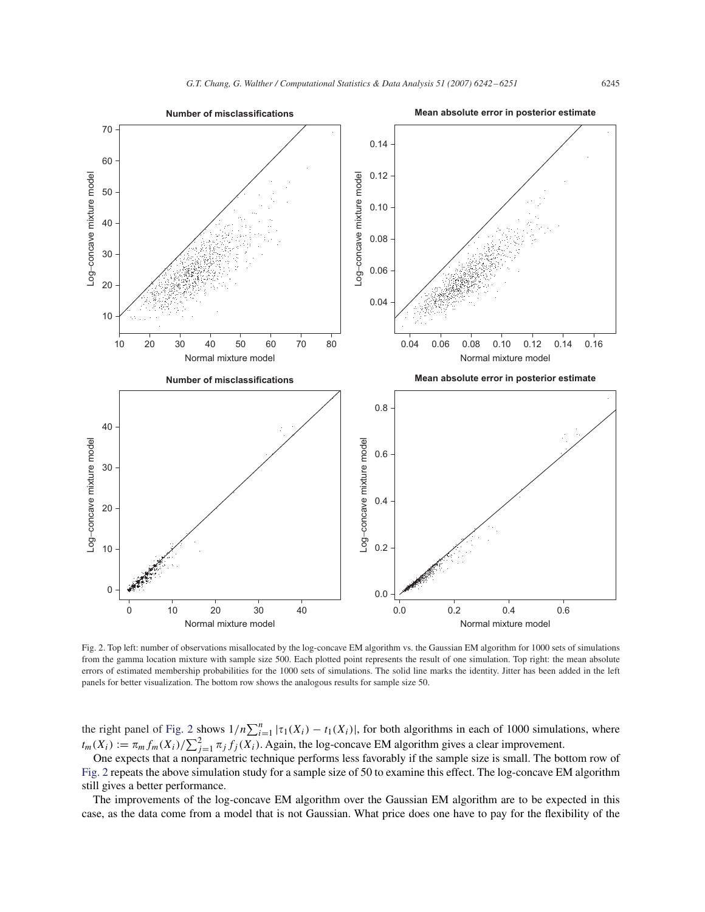Fig. 2. Top left: number of observations misallocated by the log-concave EM algorithm vs. the Gaussian EM algorithm for 1000 sets of simulations from the gamma location mixture with sample size 500. Each plotted point represents the result of one simulation. Top right: the mean absolute errors of estimated membership probabilities for the 1000 sets of simulations. The solid line marks the identity. Jitter has been added in the left panels for better visualization. The bottom row shows the analogous results for sample size 50.

the right panel of Fig. 2 shows $1/n\sum_{i=1}^{n}|\tau_1(X_i) - t_1(X_i)|$, for both algorithms in each of 1000 simulations, where $t_m(X_i) := \pi_m f_m(X_i)/\sum_{j=1}^{2}\pi_j f_j(X_i)$. Again, the log-concave EM algorithm gives a clear improvement.

One expects that a nonparametric technique performs less favorably if the sample size is small. The bottom row of Fig. 2 repeats the above simulation study for a sample size of 50 to examine this effect. The log-concave EM algorithm still gives a better performance.

The improvements of the log-concave EM algorithm over the Gaussian EM algorithm are to be expected in this case, as the data come from a model that is not Gaussian. What price does one have to pay for the flexibility of the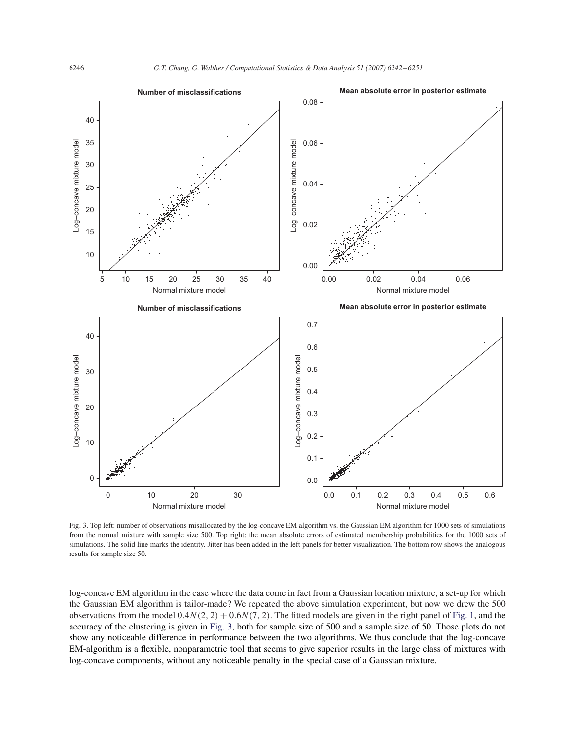Fig. 3. Top left: number of observations misallocated by the log-concave EM algorithm vs. the Gaussian EM algorithm for 1000 sets of simulations from the normal mixture with sample size 500. Top right: the mean absolute errors of estimated membership probabilities for the 1000 sets of simulations. The solid line marks the identity. Jitter has been added in the left panels for better visualization. The bottom row shows the analogous results for sample size 50.

log-concave EM algorithm in the case where the data come in fact from a Gaussian location mixture, a set-up for which the Gaussian EM algorithm is tailor-made? We repeated the above simulation experiment, but now we drew the 500 observations from the model $0.4N(2, 2) + 0.6N(7, 2)$. The fitted models are given in the right panel of Fig. 1, and the accuracy of the clustering is given in Fig. 3, both for sample size of 500 and a sample size of 50. Those plots do not show any noticeable difference in performance between the two algorithms. We thus conclude that the log-concave EM-algorithm is a flexible, nonparametric tool that seems to give superior results in the large class of mixtures with log-concave components, without any noticeable penalty in the special case of a Gaussian mixture.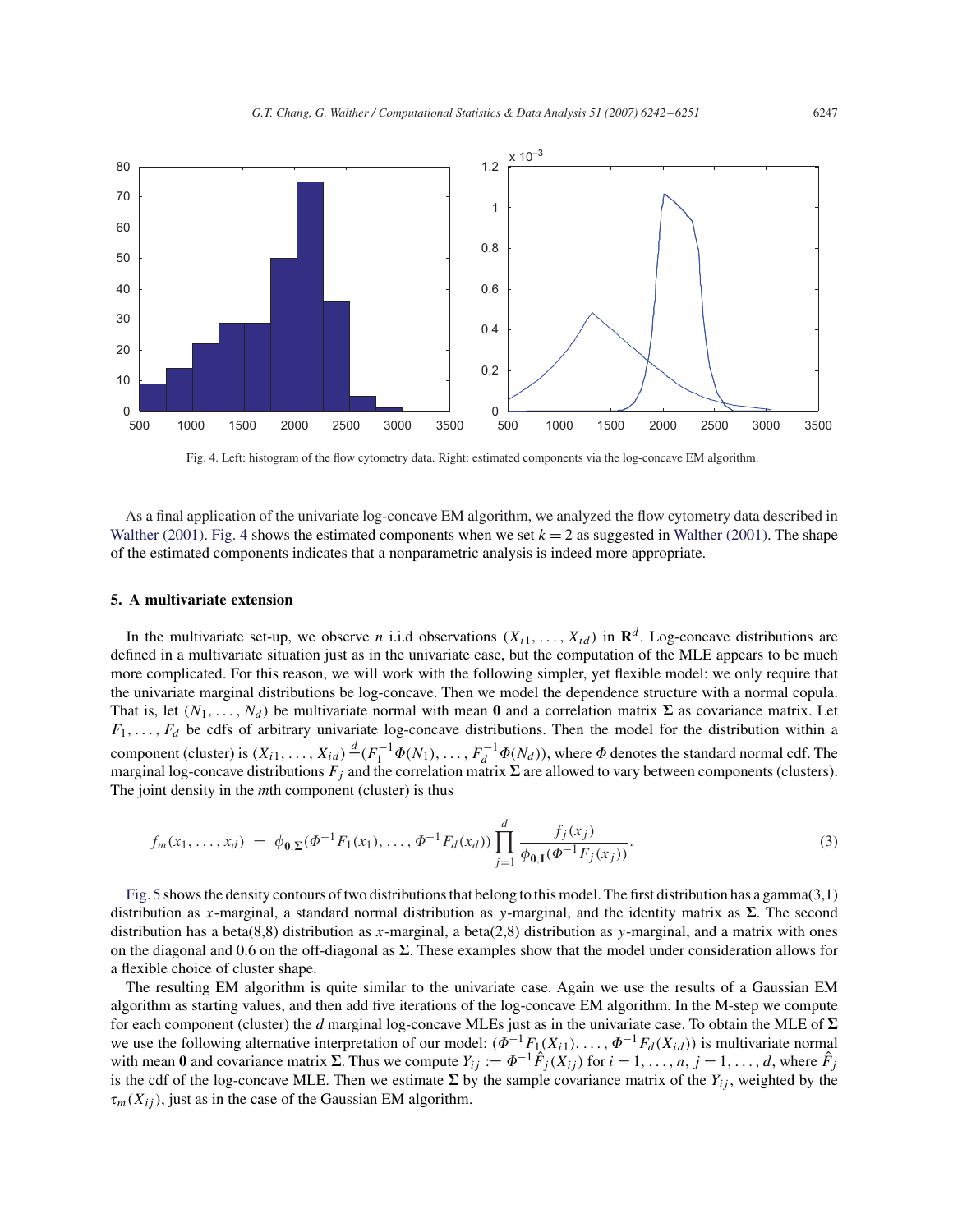Fig. 4. Left: histogram of the flow cytometry data. Right: estimated components via the log-concave EM algorithm.

As a final application of the univariate log-concave EM algorithm, we analyzed the flow cytometry data described in Walther (2001). Fig. 4 shows the estimated components when we set $k = 2$ as suggested in Walther (2001). The shape of the estimated components indicates that a nonparametric analysis is indeed more appropriate.

## 5. A multivariate extension

In the multivariate set-up, we observe $n$ i.i.d observations $(X_{i1}, \ldots, X_{id})$ in $\mathbf{R}^d$. Log-concave distributions are defined in a multivariate situation just as in the univariate case, but the computation of the MLE appears to be much more complicated. For this reason, we will work with the following simpler, yet flexible model: we only require that the univariate marginal distributions be log-concave. Then we model the dependence structure with a normal copula. That is, let $(N_1, \ldots, N_d)$ be multivariate normal with mean $\mathbf{0}$ and a correlation matrix $\mathbf{\Sigma}$ as covariance matrix. Let $F_1, \ldots, F_d$ be cdfs of arbitrary univariate log-concave distributions. Then the model for the distribution within a component (cluster) is $(X_{i1}, \ldots, X_{id}) \stackrel{d}{=} (F_1^{-1}\Phi(N_1), \ldots, F_d^{-1}\Phi(N_d))$, where $\Phi$ denotes the standard normal cdf. The marginal log-concave distributions $F_j$ and the correlation matrix $\mathbf{\Sigma}$ are allowed to vary between components (clusters). The joint density in the $m$th component (cluster) is thus

$$f_m(x_1, \ldots, x_d) = \phi_{\mathbf{0},\mathbf{\Sigma}}(\Phi^{-1}F_1(x_1), \ldots, \Phi^{-1}F_d(x_d)) \prod_{j=1}^{d} \frac{f_j(x_j)}{\phi_{\mathbf{0},\mathbf{I}}(\Phi^{-1}F_j(x_j))}. \tag{3}$$

Fig. 5 shows the density contours of two distributions that belong to this model. The first distribution has a gamma(3,1) distribution as $x$-marginal, a standard normal distribution as $y$-marginal, and the identity matrix as $\mathbf{\Sigma}$. The second distribution has a beta(8,8) distribution as $x$-marginal, a beta(2,8) distribution as $y$-marginal, and a matrix with ones on the diagonal and 0.6 on the off-diagonal as $\mathbf{\Sigma}$. These examples show that the model under consideration allows for a flexible choice of cluster shape.

The resulting EM algorithm is quite similar to the univariate case. Again we use the results of a Gaussian EM algorithm as starting values, and then add five iterations of the log-concave EM algorithm. In the M-step we compute for each component (cluster) the $d$ marginal log-concave MLEs just as in the univariate case. To obtain the MLE of $\mathbf{\Sigma}$ we use the following alternative interpretation of our model: $(\Phi^{-1}F_1(X_{i1}), \ldots, \Phi^{-1}F_d(X_{id}))$ is multivariate normal with mean $\mathbf{0}$ and covariance matrix $\mathbf{\Sigma}$. Thus we compute $Y_{ij} := \Phi^{-1}\hat{F}_j(X_{ij})$ for $i = 1, \ldots, n$, $j = 1, \ldots, d$, where $\hat{F}_j$ is the cdf of the log-concave MLE. Then we estimate $\mathbf{\Sigma}$ by the sample covariance matrix of the $Y_{ij}$, weighted by the $\tau_m(X_{ij})$, just as in the case of the Gaussian EM algorithm.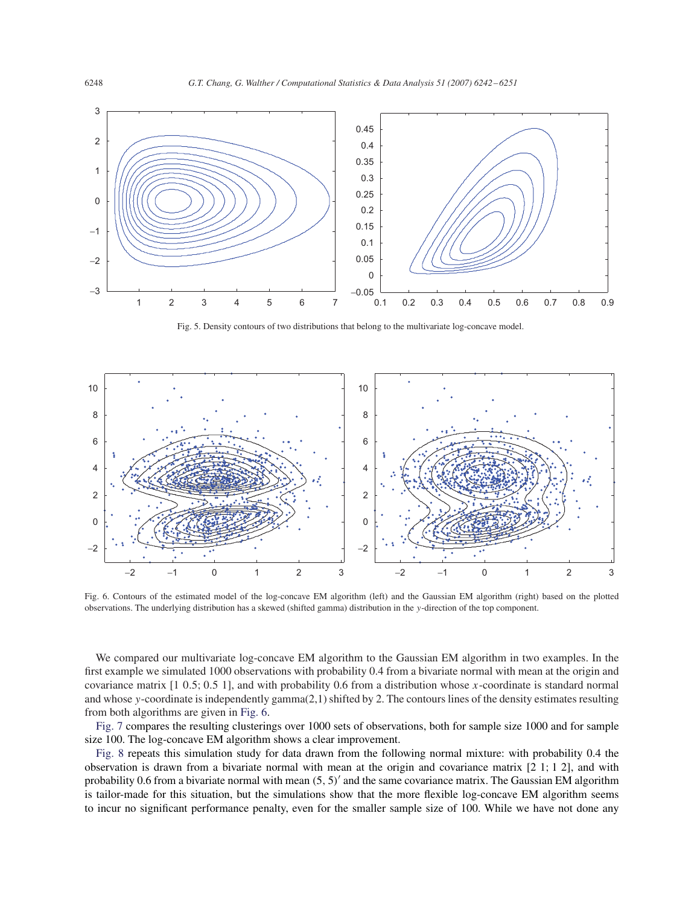Fig. 5. Density contours of two distributions that belong to the multivariate log-concave model.

Fig. 6. Contours of the estimated model of the log-concave EM algorithm (left) and the Gaussian EM algorithm (right) based on the plotted observations. The underlying distribution has a skewed (shifted gamma) distribution in the $y$-direction of the top component.

We compared our multivariate log-concave EM algorithm to the Gaussian EM algorithm in two examples. In the first example we simulated 1000 observations with probability 0.4 from a bivariate normal with mean at the origin and covariance matrix [1 0.5; 0.5 1], and with probability 0.6 from a distribution whose $x$-coordinate is standard normal and whose $y$-coordinate is independently gamma(2,1) shifted by 2. The contours lines of the density estimates resulting from both algorithms are given in Fig. 6.

Fig. 7 compares the resulting clusterings over 1000 sets of observations, both for sample size 1000 and for sample size 100. The log-concave EM algorithm shows a clear improvement.

Fig. 8 repeats this simulation study for data drawn from the following normal mixture: with probability 0.4 the observation is drawn from a bivariate normal with mean at the origin and covariance matrix [2 1; 1 2], and with probability 0.6 from a bivariate normal with mean $(5, 5)'$ and the same covariance matrix. The Gaussian EM algorithm is tailor-made for this situation, but the simulations show that the more flexible log-concave EM algorithm seems to incur no significant performance penalty, even for the smaller sample size of 100. While we have not done any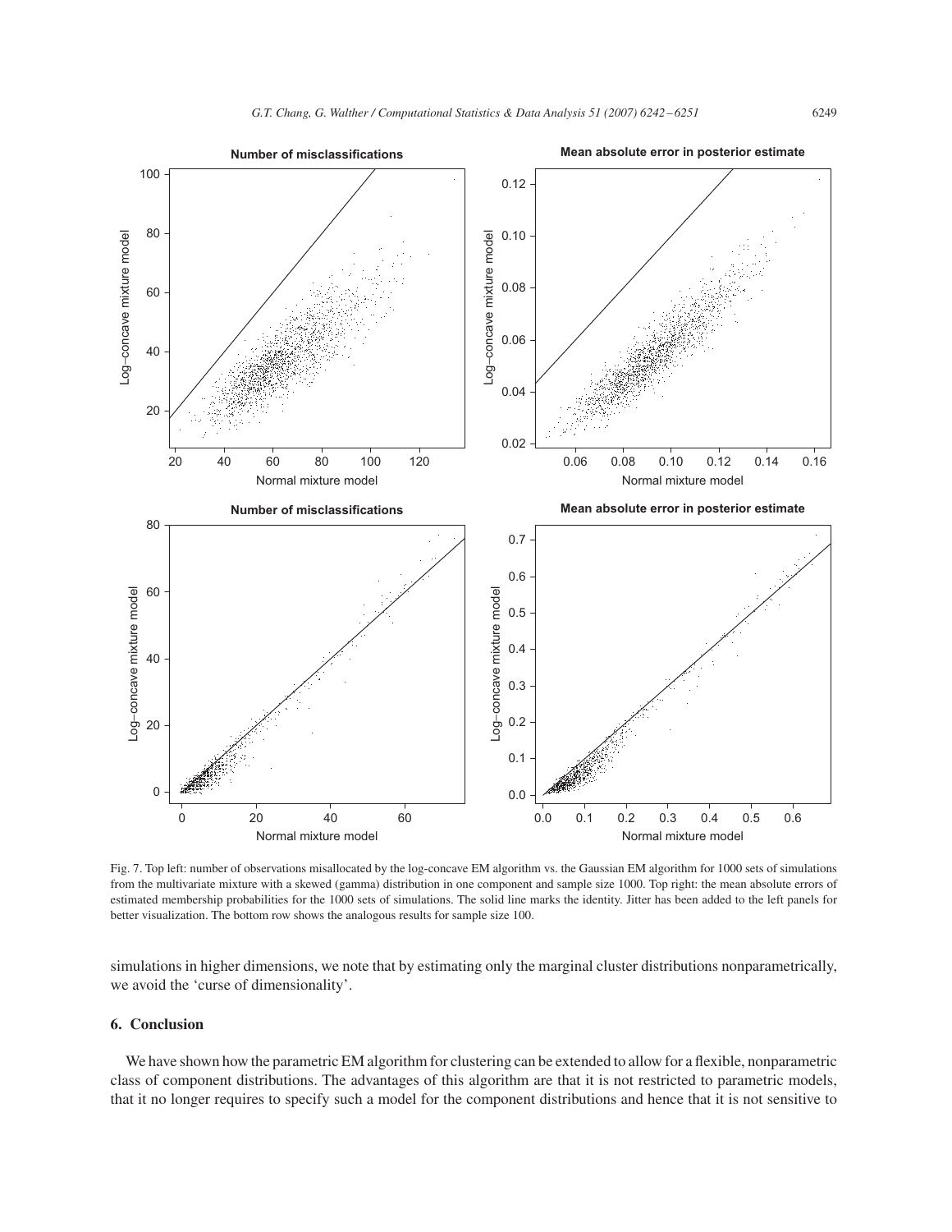Fig. 7. Top left: number of observations misallocated by the log-concave EM algorithm vs. the Gaussian EM algorithm for 1000 sets of simulations from the multivariate mixture with a skewed (gamma) distribution in one component and sample size 1000. Top right: the mean absolute errors of estimated membership probabilities for the 1000 sets of simulations. The solid line marks the identity. Jitter has been added to the left panels for better visualization. The bottom row shows the analogous results for sample size 100.

simulations in higher dimensions, we note that by estimating only the marginal cluster distributions nonparametrically, we avoid the 'curse of dimensionality'.

## 6. Conclusion

We have shown how the parametric EM algorithm for clustering can be extended to allow for a flexible, nonparametric class of component distributions. The advantages of this algorithm are that it is not restricted to parametric models, that it no longer requires to specify such a model for the component distributions and hence that it is not sensitive to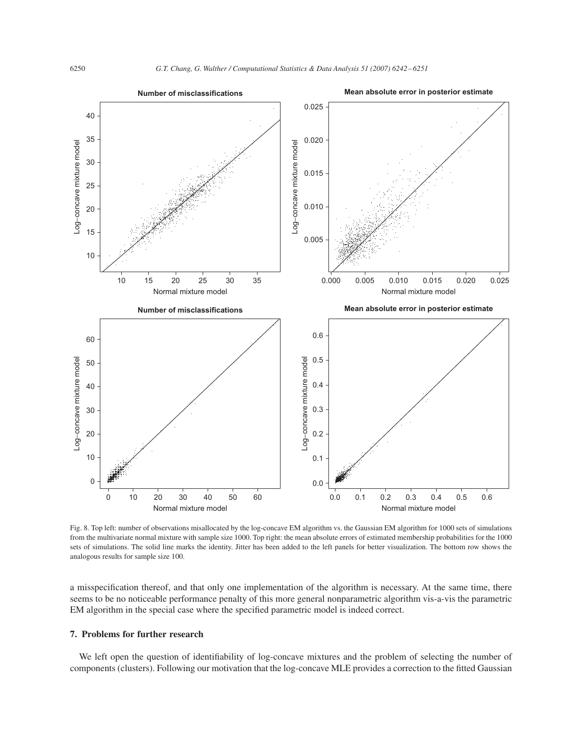Fig. 8. Top left: number of observations misallocated by the log-concave EM algorithm vs. the Gaussian EM algorithm for 1000 sets of simulations from the multivariate normal mixture with sample size 1000. Top right: the mean absolute errors of estimated membership probabilities for the 1000 sets of simulations. The solid line marks the identity. Jitter has been added to the left panels for better visualization. The bottom row shows the analogous results for sample size 100.

a misspecification thereof, and that only one implementation of the algorithm is necessary. At the same time, there seems to be no noticeable performance penalty of this more general nonparametric algorithm vis-a-vis the parametric EM algorithm in the special case where the specified parametric model is indeed correct.

## 7. Problems for further research

We left open the question of identifiability of log-concave mixtures and the problem of selecting the number of components (clusters). Following our motivation that the log-concave MLE provides a correction to the fitted Gaussian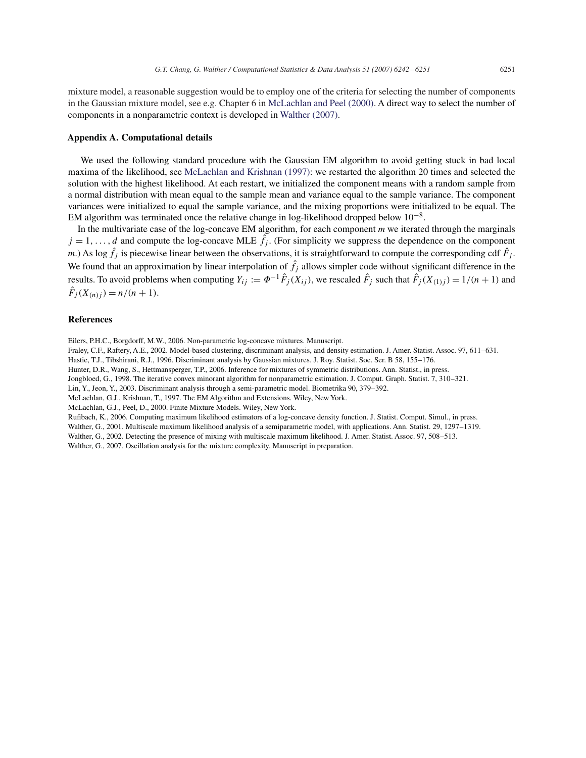mixture model, a reasonable suggestion would be to employ one of the criteria for selecting the number of components in the Gaussian mixture model, see e.g. Chapter 6 in McLachlan and Peel (2000). A direct way to select the number of components in a nonparametric context is developed in Walther (2007).

## Appendix A. Computational details

We used the following standard procedure with the Gaussian EM algorithm to avoid getting stuck in bad local maxima of the likelihood, see McLachlan and Krishnan (1997): we restarted the algorithm 20 times and selected the solution with the highest likelihood. At each restart, we initialized the component means with a random sample from a normal distribution with mean equal to the sample mean and variance equal to the sample variance. The component variances were initialized to equal the sample variance, and the mixing proportions were initialized to be equal. The EM algorithm was terminated once the relative change in log-likelihood dropped below $10^{-8}$.

In the multivariate case of the log-concave EM algorithm, for each component $m$ we iterated through the marginals $j = 1, \ldots, d$ and compute the log-concave MLE $\hat{f}_j$. (For simplicity we suppress the dependence on the component $m$.) As $\log \hat{f}_j$ is piecewise linear between the observations, it is straightforward to compute the corresponding cdf $\hat{F}_j$. We found that an approximation by linear interpolation of $\hat{f}_j$ allows simpler code without significant difference in the results. To avoid problems when computing $Y_{ij} := \Phi^{-1}\hat{F}_j(X_{ij})$, we rescaled $\hat{F}_j$ such that $\hat{F}_j(X_{(1)j}) = 1/(n+1)$ and $\hat{F}_j(X_{(n)j}) = n/(n+1)$.

## References

Eilers, P.H.C., Borgdorff, M.W., 2006. Non-parametric log-concave mixtures. Manuscript.

Fraley, C.F., Raftery, A.E., 2002. Model-based clustering, discriminant analysis, and density estimation. J. Amer. Statist. Assoc. 97, 611–631.

Hastie, T.J., Tibshirani, R.J., 1996. Discriminant analysis by Gaussian mixtures. J. Roy. Statist. Soc. Ser. B 58, 155–176.

Hunter, D.R., Wang, S., Hettmansperger, T.P., 2006. Inference for mixtures of symmetric distributions. Ann. Statist., in press.

Jongbloed, G., 1998. The iterative convex minorant algorithm for nonparametric estimation. J. Comput. Graph. Statist. 7, 310–321.

Lin, Y., Jeon, Y., 2003. Discriminant analysis through a semi-parametric model. Biometrika 90, 379–392.

McLachlan, G.J., Krishnan, T., 1997. The EM Algorithm and Extensions. Wiley, New York.

McLachlan, G.J., Peel, D., 2000. Finite Mixture Models. Wiley, New York.

Rufibach, K., 2006. Computing maximum likelihood estimators of a log-concave density function. J. Statist. Comput. Simul., in press.

Walther, G., 2001. Multiscale maximum likelihood analysis of a semiparametric model, with applications. Ann. Statist. 29, 1297–1319.

Walther, G., 2002. Detecting the presence of mixing with multiscale maximum likelihood. J. Amer. Statist. Assoc. 97, 508–513.

Walther, G., 2007. Oscillation analysis for the mixture complexity. Manuscript in preparation.